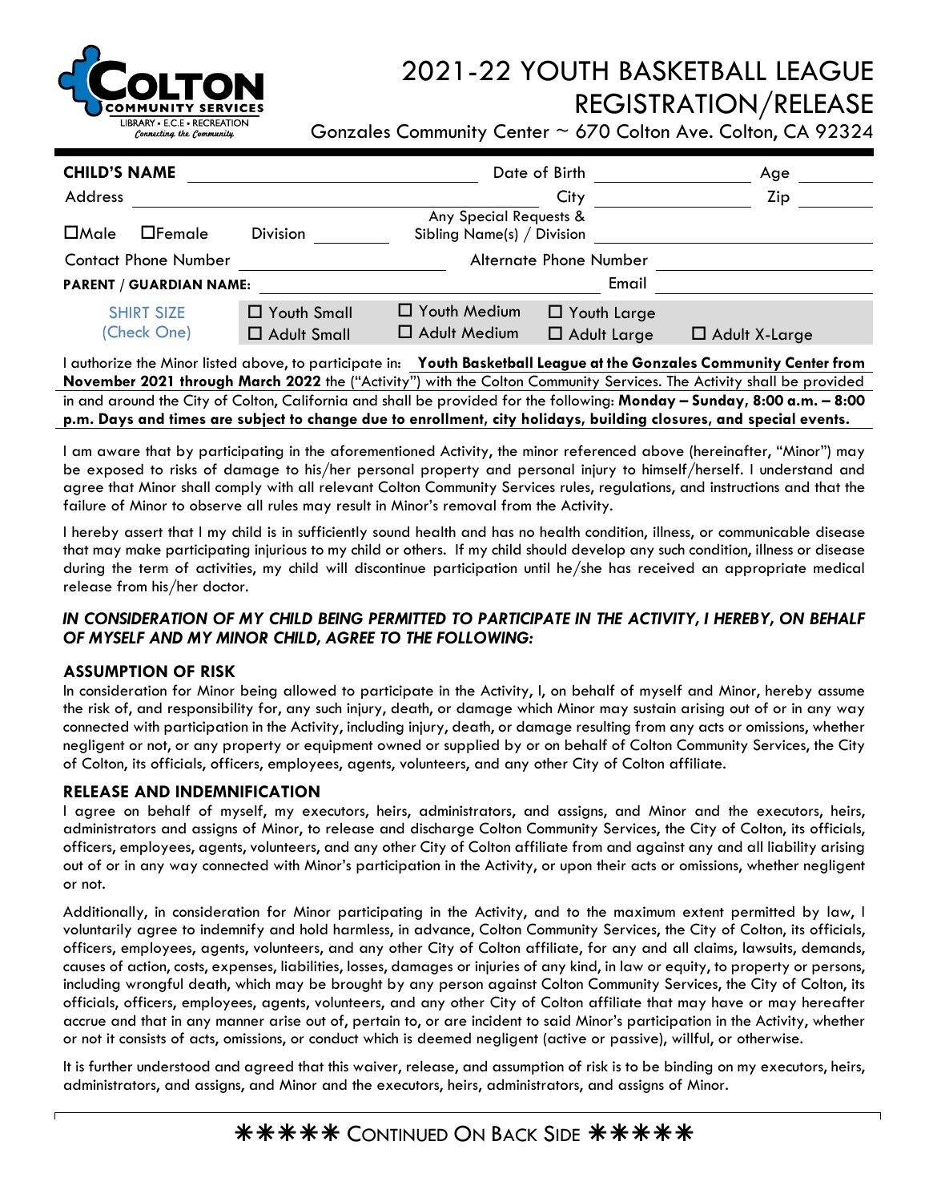COLTON COMMUNITY SERVICES
LIBRARY • E.C.E • RECREATION
*Connecting the Community*

# 2021-22 YOUTH BASKETBALL LEAGUE REGISTRATION/RELEASE

Gonzales Community Center ~ 670 Colton Ave. Colton, CA 92324

**CHILD'S NAME** ____________________ Date of Birth ____________ Age ______

Address ______________________________ City ____________ Zip ______

☐Male ☐Female Division ________ Any Special Requests & Sibling Name(s) / Division ____________________

Contact Phone Number ____________________ Alternate Phone Number ____________________

**PARENT / GUARDIAN NAME:** ____________________ Email ____________________

| SHIRT SIZE (Check One) | ☐ Youth Small | ☐ Youth Medium | ☐ Youth Large | |
|---|---|---|---|---|
| | ☐ Adult Small | ☐ Adult Medium | ☐ Adult Large | ☐ Adult X-Large |

I authorize the Minor listed above, to participate in: **Youth Basketball League at the Gonzales Community Center from November 2021 through March 2022** the ("Activity") with the Colton Community Services. The Activity shall be provided in and around the City of Colton, California and shall be provided for the following: **Monday – Sunday, 8:00 a.m. – 8:00 p.m. Days and times are subject to change due to enrollment, city holidays, building closures, and special events.**

I am aware that by participating in the aforementioned Activity, the minor referenced above (hereinafter, "Minor") may be exposed to risks of damage to his/her personal property and personal injury to himself/herself. I understand and agree that Minor shall comply with all relevant Colton Community Services rules, regulations, and instructions and that the failure of Minor to observe all rules may result in Minor's removal from the Activity.

I hereby assert that I my child is in sufficiently sound health and has no health condition, illness, or communicable disease that may make participating injurious to my child or others. If my child should develop any such condition, illness or disease during the term of activities, my child will discontinue participation until he/she has received an appropriate medical release from his/her doctor.

***IN CONSIDERATION OF MY CHILD BEING PERMITTED TO PARTICIPATE IN THE ACTIVITY, I HEREBY, ON BEHALF OF MYSELF AND MY MINOR CHILD, AGREE TO THE FOLLOWING:***

### ASSUMPTION OF RISK

In consideration for Minor being allowed to participate in the Activity, I, on behalf of myself and Minor, hereby assume the risk of, and responsibility for, any such injury, death, or damage which Minor may sustain arising out of or in any way connected with participation in the Activity, including injury, death, or damage resulting from any acts or omissions, whether negligent or not, or any property or equipment owned or supplied by or on behalf of Colton Community Services, the City of Colton, its officials, officers, employees, agents, volunteers, and any other City of Colton affiliate.

### RELEASE AND INDEMNIFICATION

I agree on behalf of myself, my executors, heirs, administrators, and assigns, and Minor and the executors, heirs, administrators and assigns of Minor, to release and discharge Colton Community Services, the City of Colton, its officials, officers, employees, agents, volunteers, and any other City of Colton affiliate from and against any and all liability arising out of or in any way connected with Minor's participation in the Activity, or upon their acts or omissions, whether negligent or not.

Additionally, in consideration for Minor participating in the Activity, and to the maximum extent permitted by law, I voluntarily agree to indemnify and hold harmless, in advance, Colton Community Services, the City of Colton, its officials, officers, employees, agents, volunteers, and any other City of Colton affiliate, for any and all claims, lawsuits, demands, causes of action, costs, expenses, liabilities, losses, damages or injuries of any kind, in law or equity, to property or persons, including wrongful death, which may be brought by any person against Colton Community Services, the City of Colton, its officials, officers, employees, agents, volunteers, and any other City of Colton affiliate that may have or may hereafter accrue and that in any manner arise out of, pertain to, or are incident to said Minor's participation in the Activity, whether or not it consists of acts, omissions, or conduct which is deemed negligent (active or passive), willful, or otherwise.

It is further understood and agreed that this waiver, release, and assumption of risk is to be binding on my executors, heirs, administrators, and assigns, and Minor and the executors, heirs, administrators, and assigns of Minor.

✱✱✱✱✱ CONTINUED ON BACK SIDE ✱✱✱✱✱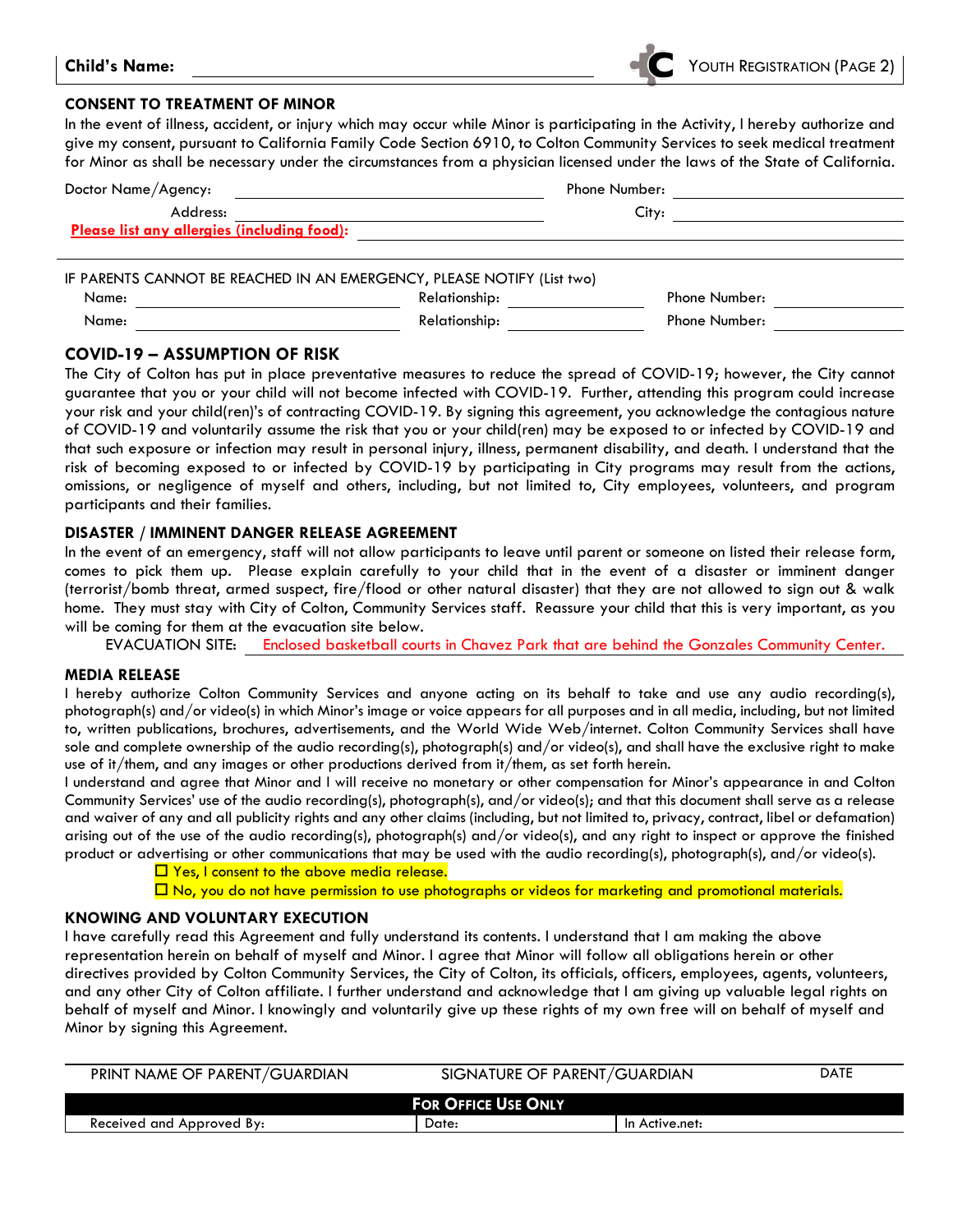**Child's Name:** ______________________________ YOUTH REGISTRATION (PAGE 2)

**CONSENT TO TREATMENT OF MINOR**

In the event of illness, accident, or injury which may occur while Minor is participating in the Activity, I hereby authorize and give my consent, pursuant to California Family Code Section 6910, to Colton Community Services to seek medical treatment for Minor as shall be necessary under the circumstances from a physician licensed under the laws of the State of California.

Doctor Name/Agency: ______________________________ Phone Number: ____________________

Address: ______________________________ City: ____________________

**Please list any allergies (including food):** ______________________________

IF PARENTS CANNOT BE REACHED IN AN EMERGENCY, PLEASE NOTIFY (List two)

Name: ____________________ Relationship: ____________ Phone Number: ____________

Name: ____________________ Relationship: ____________ Phone Number: ____________

**COVID-19 – ASSUMPTION OF RISK**

The City of Colton has put in place preventative measures to reduce the spread of COVID-19; however, the City cannot guarantee that you or your child will not become infected with COVID-19. Further, attending this program could increase your risk and your child(ren)'s of contracting COVID-19. By signing this agreement, you acknowledge the contagious nature of COVID-19 and voluntarily assume the risk that you or your child(ren) may be exposed to or infected by COVID-19 and that such exposure or infection may result in personal injury, illness, permanent disability, and death. I understand that the risk of becoming exposed to or infected by COVID-19 by participating in City programs may result from the actions, omissions, or negligence of myself and others, including, but not limited to, City employees, volunteers, and program participants and their families.

**DISASTER / IMMINENT DANGER RELEASE AGREEMENT**

In the event of an emergency, staff will not allow participants to leave until parent or someone on listed their release form, comes to pick them up. Please explain carefully to your child that in the event of a disaster or imminent danger (terrorist/bomb threat, armed suspect, fire/flood or other natural disaster) that they are not allowed to sign out & walk home. They must stay with City of Colton, Community Services staff. Reassure your child that this is very important, as you will be coming for them at the evacuation site below.

EVACUATION SITE: Enclosed basketball courts in Chavez Park that are behind the Gonzales Community Center.

**MEDIA RELEASE**

I hereby authorize Colton Community Services and anyone acting on its behalf to take and use any audio recording(s), photograph(s) and/or video(s) in which Minor's image or voice appears for all purposes and in all media, including, but not limited to, written publications, brochures, advertisements, and the World Wide Web/internet. Colton Community Services shall have sole and complete ownership of the audio recording(s), photograph(s) and/or video(s), and shall have the exclusive right to make use of it/them, and any images or other productions derived from it/them, as set forth herein.

I understand and agree that Minor and I will receive no monetary or other compensation for Minor's appearance in and Colton Community Services' use of the audio recording(s), photograph(s), and/or video(s); and that this document shall serve as a release and waiver of any and all publicity rights and any other claims (including, but not limited to, privacy, contract, libel or defamation) arising out of the use of the audio recording(s), photograph(s) and/or video(s), and any right to inspect or approve the finished product or advertising or other communications that may be used with the audio recording(s), photograph(s), and/or video(s).

☐ Yes, I consent to the above media release.

☐ No, you do not have permission to use photographs or videos for marketing and promotional materials.

**KNOWING AND VOLUNTARY EXECUTION**

I have carefully read this Agreement and fully understand its contents. I understand that I am making the above representation herein on behalf of myself and Minor. I agree that Minor will follow all obligations herein or other directives provided by Colton Community Services, the City of Colton, its officials, officers, employees, agents, volunteers, and any other City of Colton affiliate. I further understand and acknowledge that I am giving up valuable legal rights on behalf of myself and Minor. I knowingly and voluntarily give up these rights of my own free will on behalf of myself and Minor by signing this Agreement.

| PRINT NAME OF PARENT/GUARDIAN | SIGNATURE OF PARENT/GUARDIAN | DATE |
|---|---|---|

**FOR OFFICE USE ONLY**

| Received and Approved By: | Date: | In Active.net: |
|---|---|---|